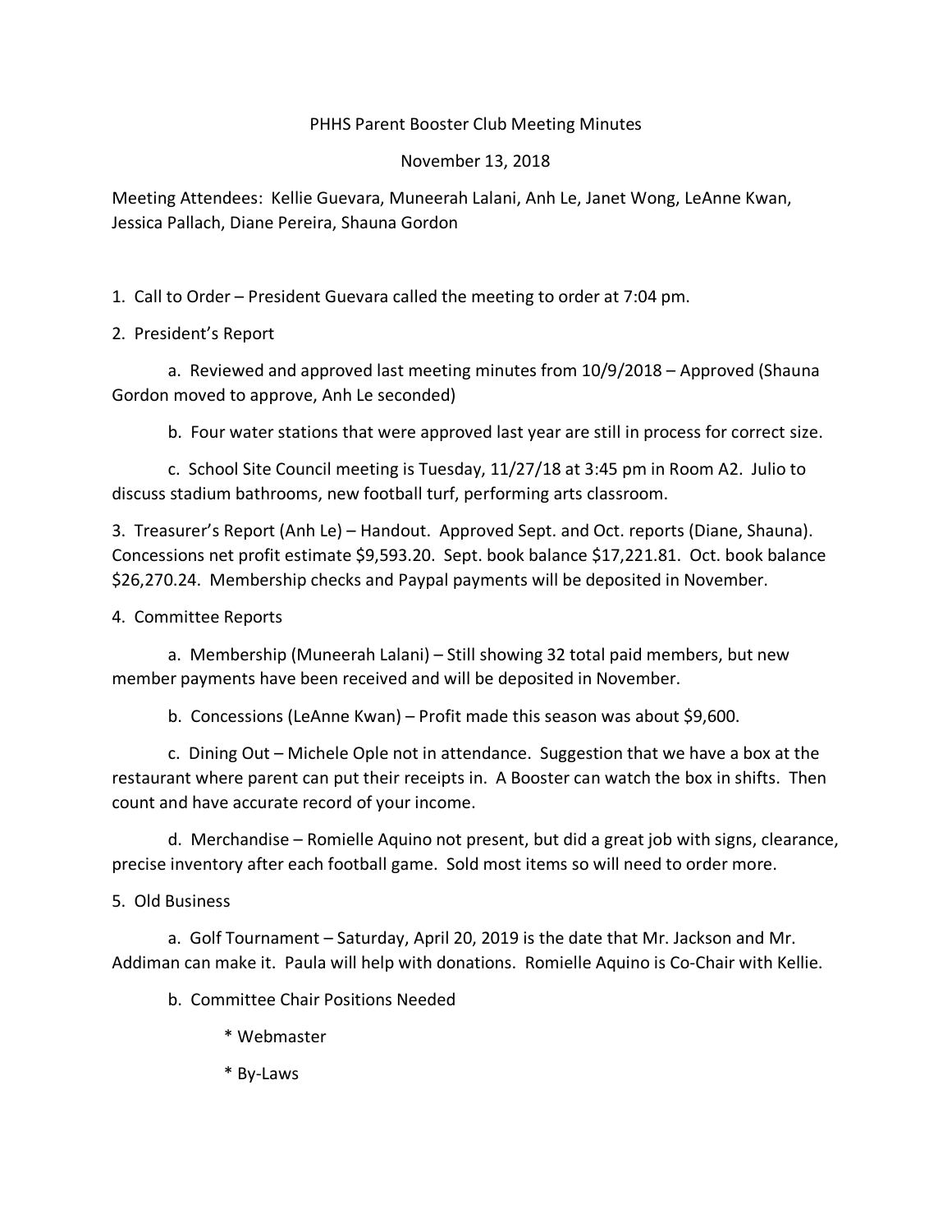# PHHS Parent Booster Club Meeting Minutes

November 13, 2018

Meeting Attendees: Kellie Guevara, Muneerah Lalani, Anh Le, Janet Wong, LeAnne Kwan, Jessica Pallach, Diane Pereira, Shauna Gordon

1. Call to Order – President Guevara called the meeting to order at 7:04 pm.

2. President's Report

    a. Reviewed and approved last meeting minutes from 10/9/2018 – Approved (Shauna Gordon moved to approve, Anh Le seconded)

    b. Four water stations that were approved last year are still in process for correct size.

    c. School Site Council meeting is Tuesday, 11/27/18 at 3:45 pm in Room A2. Julio to discuss stadium bathrooms, new football turf, performing arts classroom.

3. Treasurer's Report (Anh Le) – Handout. Approved Sept. and Oct. reports (Diane, Shauna). Concessions net profit estimate $9,593.20. Sept. book balance $17,221.81. Oct. book balance $26,270.24. Membership checks and Paypal payments will be deposited in November.

4. Committee Reports

    a. Membership (Muneerah Lalani) – Still showing 32 total paid members, but new member payments have been received and will be deposited in November.

    b. Concessions (LeAnne Kwan) – Profit made this season was about $9,600.

    c. Dining Out – Michele Ople not in attendance. Suggestion that we have a box at the restaurant where parent can put their receipts in. A Booster can watch the box in shifts. Then count and have accurate record of your income.

    d. Merchandise – Romielle Aquino not present, but did a great job with signs, clearance, precise inventory after each football game. Sold most items so will need to order more.

5. Old Business

    a. Golf Tournament – Saturday, April 20, 2019 is the date that Mr. Jackson and Mr. Addiman can make it. Paula will help with donations. Romielle Aquino is Co-Chair with Kellie.

    b. Committee Chair Positions Needed

        * Webmaster

        * By-Laws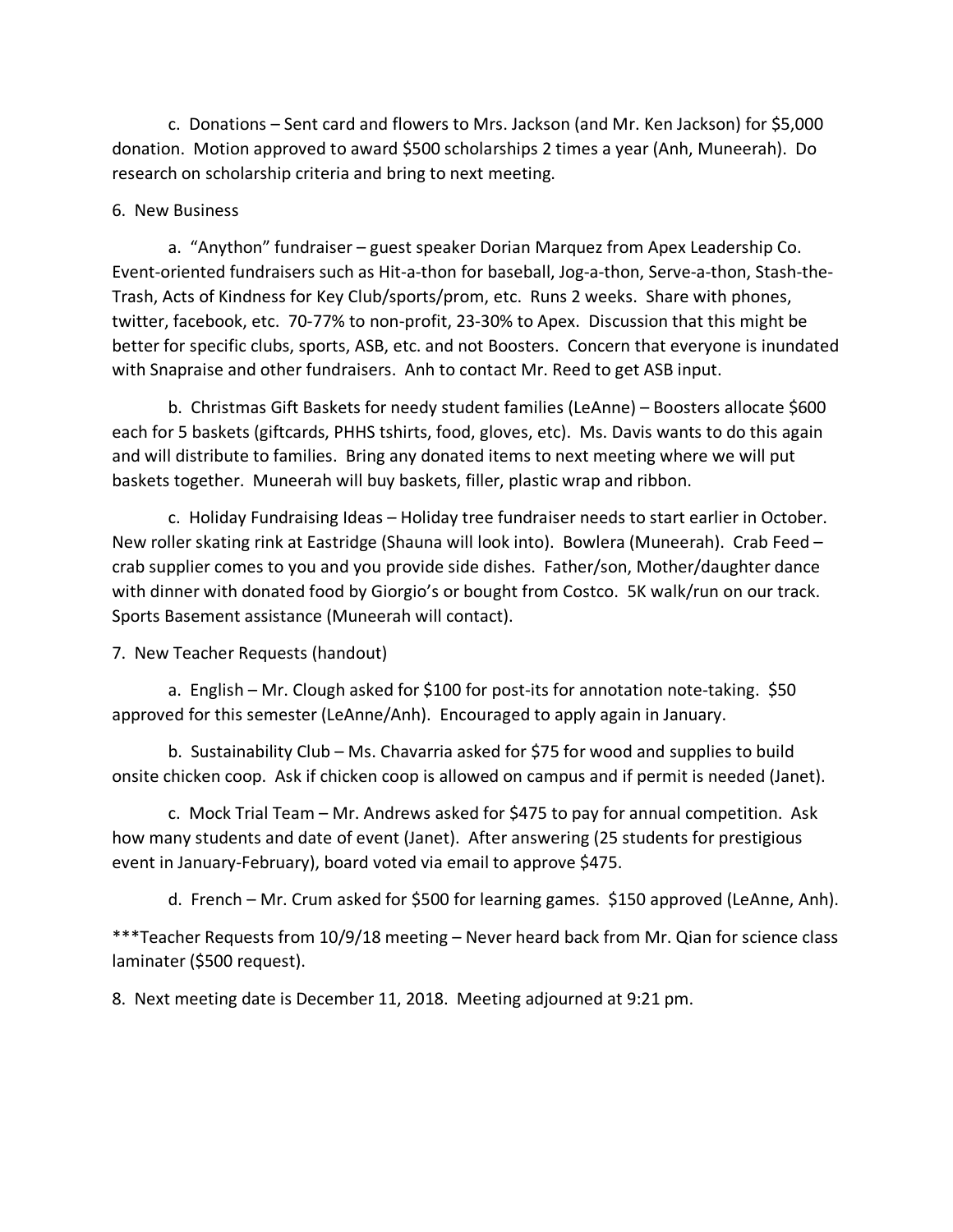c. Donations – Sent card and flowers to Mrs. Jackson (and Mr. Ken Jackson) for $5,000 donation. Motion approved to award $500 scholarships 2 times a year (Anh, Muneerah). Do research on scholarship criteria and bring to next meeting.

6. New Business

a. "Anython" fundraiser – guest speaker Dorian Marquez from Apex Leadership Co. Event-oriented fundraisers such as Hit-a-thon for baseball, Jog-a-thon, Serve-a-thon, Stash-the-Trash, Acts of Kindness for Key Club/sports/prom, etc. Runs 2 weeks. Share with phones, twitter, facebook, etc. 70-77% to non-profit, 23-30% to Apex. Discussion that this might be better for specific clubs, sports, ASB, etc. and not Boosters. Concern that everyone is inundated with Snapraise and other fundraisers. Anh to contact Mr. Reed to get ASB input.

b. Christmas Gift Baskets for needy student families (LeAnne) – Boosters allocate $600 each for 5 baskets (giftcards, PHHS tshirts, food, gloves, etc). Ms. Davis wants to do this again and will distribute to families. Bring any donated items to next meeting where we will put baskets together. Muneerah will buy baskets, filler, plastic wrap and ribbon.

c. Holiday Fundraising Ideas – Holiday tree fundraiser needs to start earlier in October. New roller skating rink at Eastridge (Shauna will look into). Bowlera (Muneerah). Crab Feed – crab supplier comes to you and you provide side dishes. Father/son, Mother/daughter dance with dinner with donated food by Giorgio's or bought from Costco. 5K walk/run on our track. Sports Basement assistance (Muneerah will contact).

7. New Teacher Requests (handout)

a. English – Mr. Clough asked for $100 for post-its for annotation note-taking. $50 approved for this semester (LeAnne/Anh). Encouraged to apply again in January.

b. Sustainability Club – Ms. Chavarria asked for $75 for wood and supplies to build onsite chicken coop. Ask if chicken coop is allowed on campus and if permit is needed (Janet).

c. Mock Trial Team – Mr. Andrews asked for $475 to pay for annual competition. Ask how many students and date of event (Janet). After answering (25 students for prestigious event in January-February), board voted via email to approve $475.

d. French – Mr. Crum asked for $500 for learning games. $150 approved (LeAnne, Anh).

***Teacher Requests from 10/9/18 meeting – Never heard back from Mr. Qian for science class laminater ($500 request).

8. Next meeting date is December 11, 2018. Meeting adjourned at 9:21 pm.